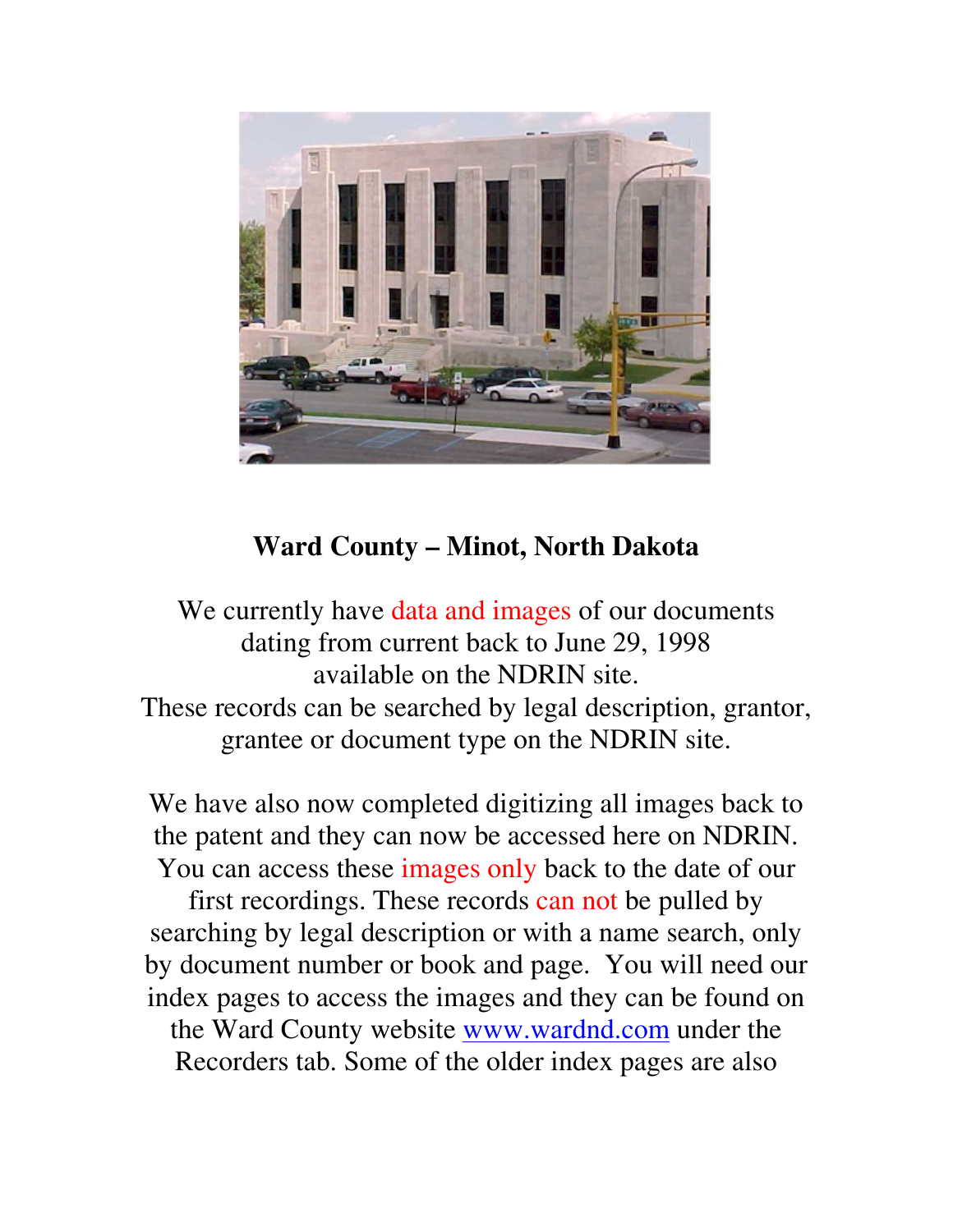# Ward County – Minot, North Dakota

We currently have data and images of our documents dating from current back to June 29, 1998 available on the NDRIN site.
These records can be searched by legal description, grantor, grantee or document type on the NDRIN site.

We have also now completed digitizing all images back to the patent and they can now be accessed here on NDRIN. You can access these images only back to the date of our first recordings. These records can not be pulled by searching by legal description or with a name search, only by document number or book and page. You will need our index pages to access the images and they can be found on the Ward County website [www.wardnd.com](http://www.wardnd.com) under the Recorders tab. Some of the older index pages are also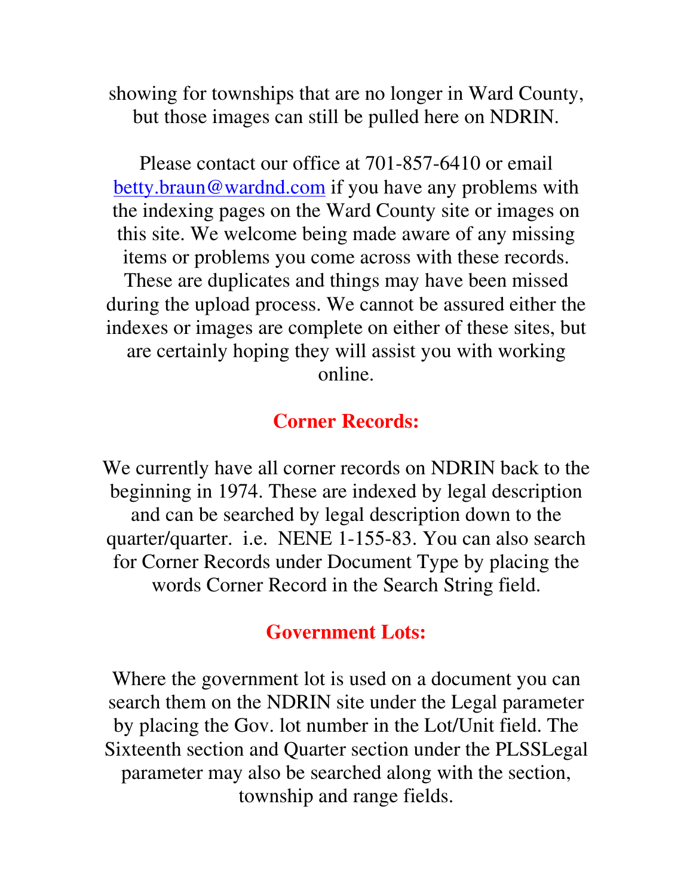showing for townships that are no longer in Ward County, but those images can still be pulled here on NDRIN.

Please contact our office at 701-857-6410 or email [betty.braun@wardnd.com](mailto:betty.braun@wardnd.com) if you have any problems with the indexing pages on the Ward County site or images on this site. We welcome being made aware of any missing items or problems you come across with these records. These are duplicates and things may have been missed during the upload process. We cannot be assured either the indexes or images are complete on either of these sites, but are certainly hoping they will assist you with working online.

## Corner Records:

We currently have all corner records on NDRIN back to the beginning in 1974. These are indexed by legal description and can be searched by legal description down to the quarter/quarter. i.e. NENE 1-155-83. You can also search for Corner Records under Document Type by placing the words Corner Record in the Search String field.

## Government Lots:

Where the government lot is used on a document you can search them on the NDRIN site under the Legal parameter by placing the Gov. lot number in the Lot/Unit field. The Sixteenth section and Quarter section under the PLSSLegal parameter may also be searched along with the section, township and range fields.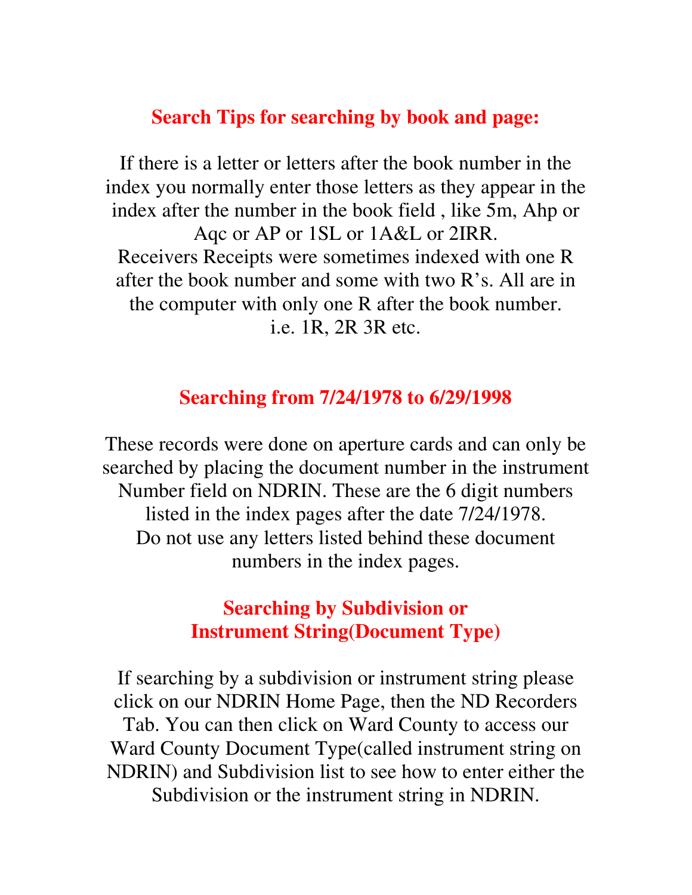## Search Tips for searching by book and page:

If there is a letter or letters after the book number in the index you normally enter those letters as they appear in the index after the number in the book field , like 5m, Ahp or Aqc or AP or 1SL or 1A&L or 2IRR.
Receivers Receipts were sometimes indexed with one R after the book number and some with two R's. All are in the computer with only one R after the book number. i.e. 1R, 2R 3R etc.

## Searching from 7/24/1978 to 6/29/1998

These records were done on aperture cards and can only be searched by placing the document number in the instrument Number field on NDRIN. These are the 6 digit numbers listed in the index pages after the date 7/24/1978.
Do not use any letters listed behind these document numbers in the index pages.

## Searching by Subdivision or Instrument String(Document Type)

If searching by a subdivision or instrument string please click on our NDRIN Home Page, then the ND Recorders Tab. You can then click on Ward County to access our Ward County Document Type(called instrument string on NDRIN) and Subdivision list to see how to enter either the Subdivision or the instrument string in NDRIN.